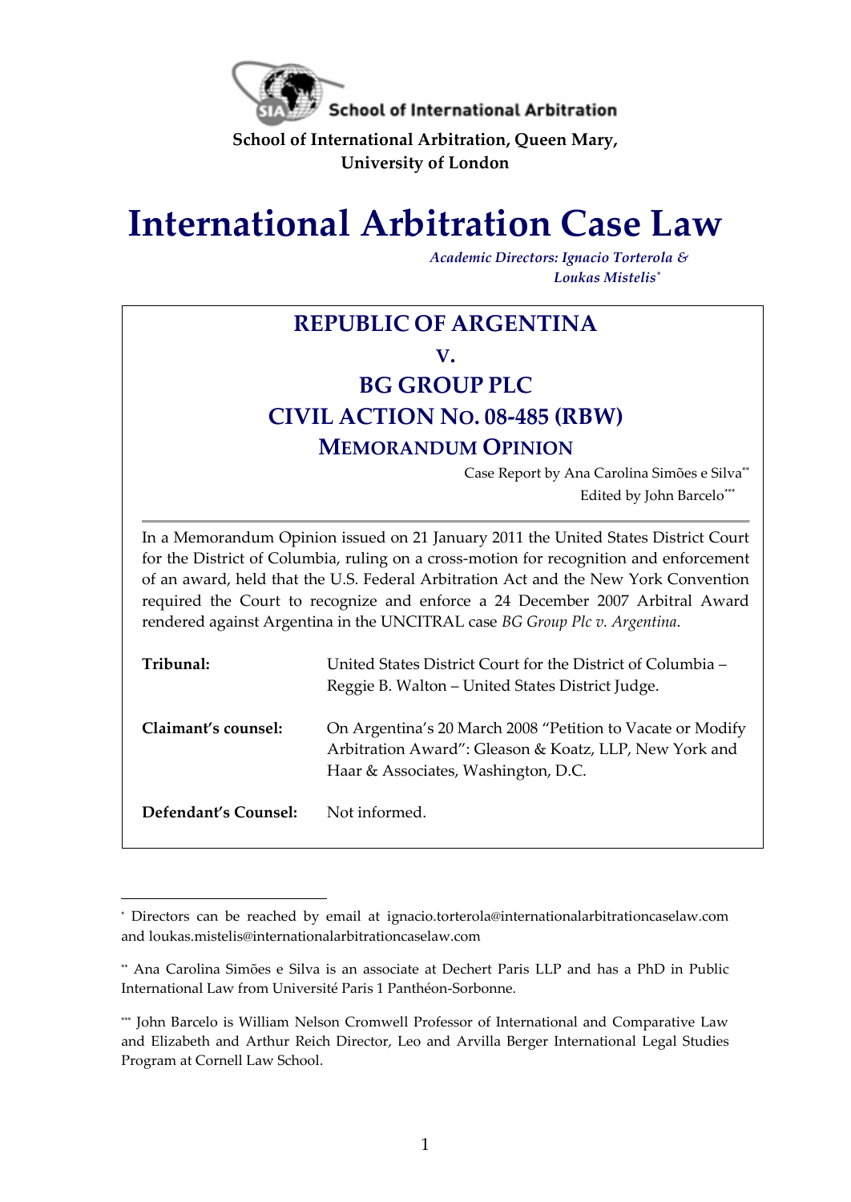School of International Arbitration

**School of International Arbitration, Queen Mary, University of London**

# International Arbitration Case Law

*Academic Directors: Ignacio Torterola & Loukas Mistelis*[*]

## REPUBLIC OF ARGENTINA

## v.

## BG GROUP PLC

## CIVIL ACTION NO. 08-485 (RBW)

## MEMORANDUM OPINION

Case Report by Ana Carolina Simões e Silva[**]

Edited by John Barcelo[***]

In a Memorandum Opinion issued on 21 January 2011 the United States District Court for the District of Columbia, ruling on a cross-motion for recognition and enforcement of an award, held that the U.S. Federal Arbitration Act and the New York Convention required the Court to recognize and enforce a 24 December 2007 Arbitral Award rendered against Argentina in the UNCITRAL case *BG Group Plc v. Argentina*.

| | |
|---|---|
| **Tribunal:** | United States District Court for the District of Columbia – Reggie B. Walton – United States District Judge. |
| **Claimant's counsel:** | On Argentina's 20 March 2008 "Petition to Vacate or Modify Arbitration Award": Gleason & Koatz, LLP, New York and Haar & Associates, Washington, D.C. |
| **Defendant's Counsel:** | Not informed. |

---

[*] Directors can be reached by email at ignacio.torterola@internationalarbitrationcaselaw.com and loukas.mistelis@internationalarbitrationcaselaw.com

[**] Ana Carolina Simões e Silva is an associate at Dechert Paris LLP and has a PhD in Public International Law from Université Paris 1 Panthéon-Sorbonne.

[***] John Barcelo is William Nelson Cromwell Professor of International and Comparative Law and Elizabeth and Arthur Reich Director, Leo and Arvilla Berger International Legal Studies Program at Cornell Law School.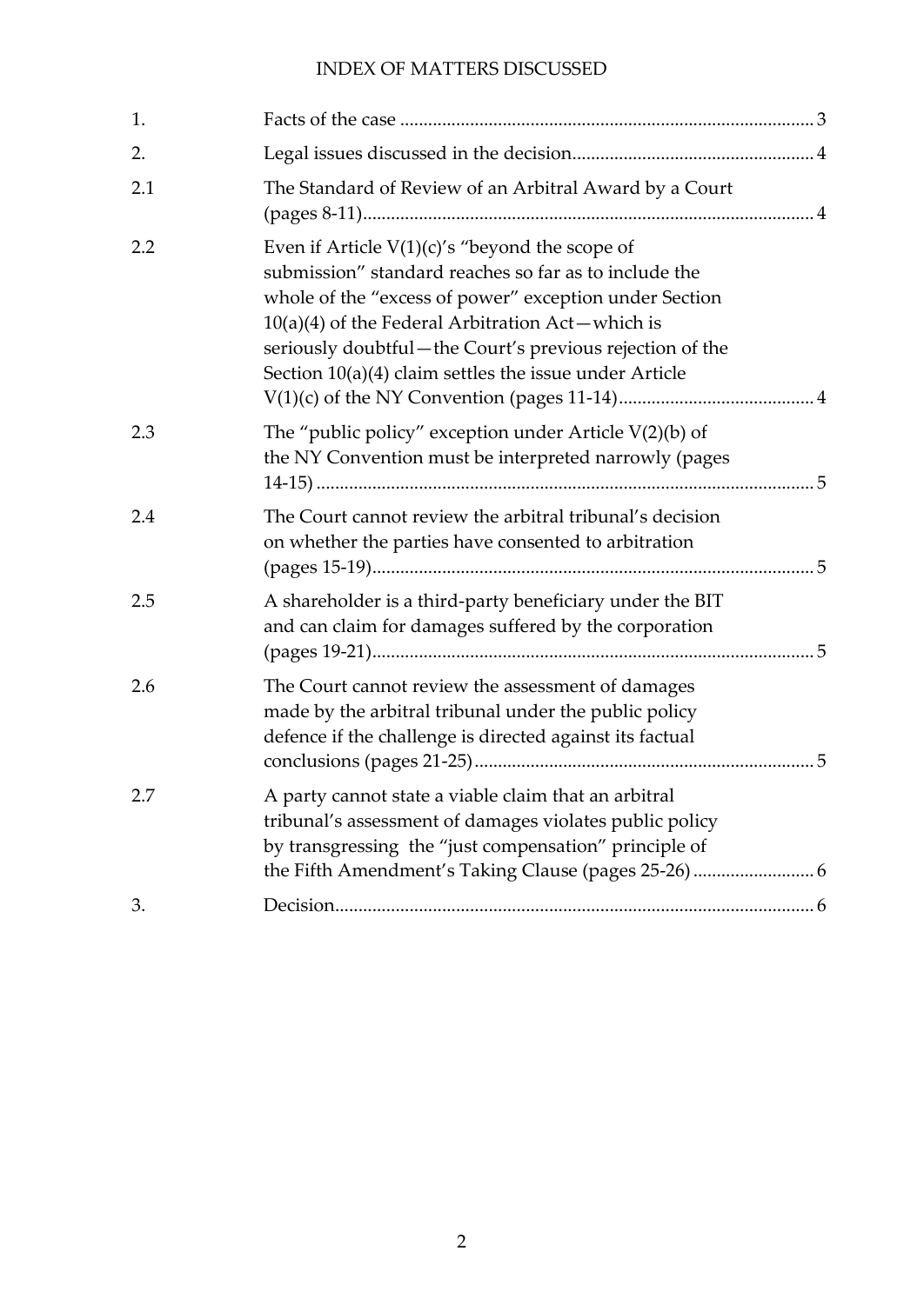# INDEX OF MATTERS DISCUSSED

| | | |
|---|---|---|
| 1. | Facts of the case | 3 |
| 2. | Legal issues discussed in the decision | 4 |
| 2.1 | The Standard of Review of an Arbitral Award by a Court (pages 8-11) | 4 |
| 2.2 | Even if Article V(1)(c)'s "beyond the scope of submission" standard reaches so far as to include the whole of the "excess of power" exception under Section 10(a)(4) of the Federal Arbitration Act—which is seriously doubtful—the Court's previous rejection of the Section 10(a)(4) claim settles the issue under Article V(1)(c) of the NY Convention (pages 11-14) | 4 |
| 2.3 | The "public policy" exception under Article V(2)(b) of the NY Convention must be interpreted narrowly (pages 14-15) | 5 |
| 2.4 | The Court cannot review the arbitral tribunal's decision on whether the parties have consented to arbitration (pages 15-19) | 5 |
| 2.5 | A shareholder is a third-party beneficiary under the BIT and can claim for damages suffered by the corporation (pages 19-21) | 5 |
| 2.6 | The Court cannot review the assessment of damages made by the arbitral tribunal under the public policy defence if the challenge is directed against its factual conclusions (pages 21-25) | 5 |
| 2.7 | A party cannot state a viable claim that an arbitral tribunal's assessment of damages violates public policy by transgressing the "just compensation" principle of the Fifth Amendment's Taking Clause (pages 25-26) | 6 |
| 3. | Decision | 6 |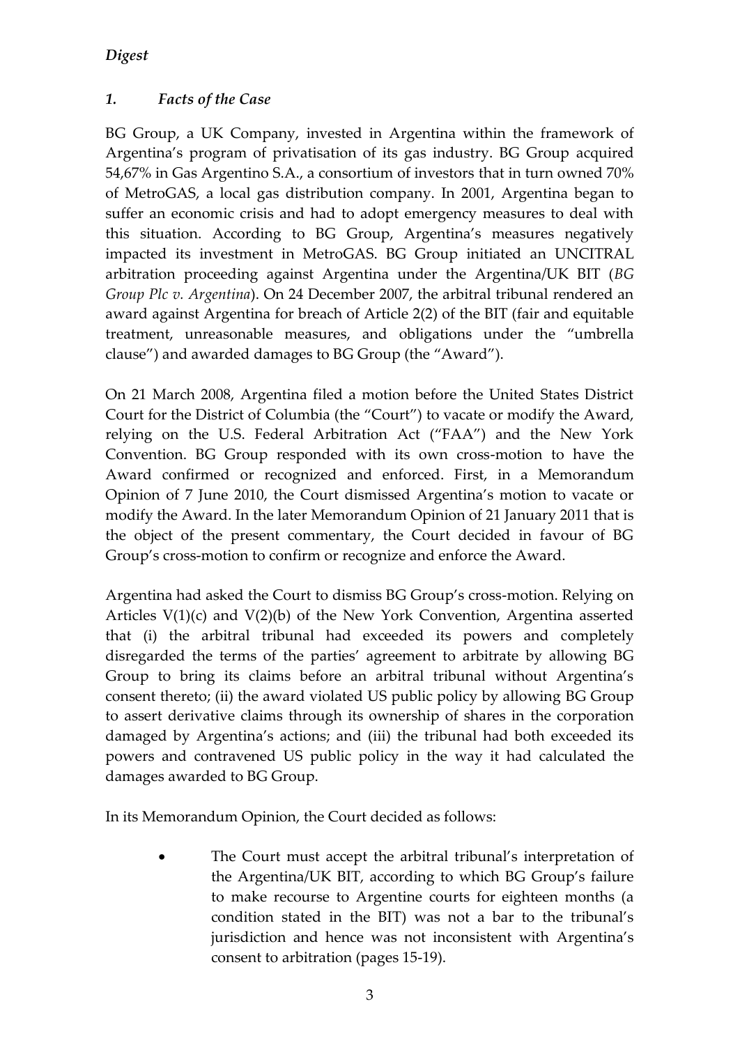## *Digest*

### *1. Facts of the Case*

BG Group, a UK Company, invested in Argentina within the framework of Argentina's program of privatisation of its gas industry. BG Group acquired 54,67% in Gas Argentino S.A., a consortium of investors that in turn owned 70% of MetroGAS, a local gas distribution company. In 2001, Argentina began to suffer an economic crisis and had to adopt emergency measures to deal with this situation. According to BG Group, Argentina's measures negatively impacted its investment in MetroGAS. BG Group initiated an UNCITRAL arbitration proceeding against Argentina under the Argentina/UK BIT (*BG Group Plc v. Argentina*). On 24 December 2007, the arbitral tribunal rendered an award against Argentina for breach of Article 2(2) of the BIT (fair and equitable treatment, unreasonable measures, and obligations under the "umbrella clause") and awarded damages to BG Group (the "Award").

On 21 March 2008, Argentina filed a motion before the United States District Court for the District of Columbia (the "Court") to vacate or modify the Award, relying on the U.S. Federal Arbitration Act ("FAA") and the New York Convention. BG Group responded with its own cross-motion to have the Award confirmed or recognized and enforced. First, in a Memorandum Opinion of 7 June 2010, the Court dismissed Argentina's motion to vacate or modify the Award. In the later Memorandum Opinion of 21 January 2011 that is the object of the present commentary, the Court decided in favour of BG Group's cross-motion to confirm or recognize and enforce the Award.

Argentina had asked the Court to dismiss BG Group's cross-motion. Relying on Articles V(1)(c) and V(2)(b) of the New York Convention, Argentina asserted that (i) the arbitral tribunal had exceeded its powers and completely disregarded the terms of the parties' agreement to arbitrate by allowing BG Group to bring its claims before an arbitral tribunal without Argentina's consent thereto; (ii) the award violated US public policy by allowing BG Group to assert derivative claims through its ownership of shares in the corporation damaged by Argentina's actions; and (iii) the tribunal had both exceeded its powers and contravened US public policy in the way it had calculated the damages awarded to BG Group.

In its Memorandum Opinion, the Court decided as follows:

- The Court must accept the arbitral tribunal's interpretation of the Argentina/UK BIT, according to which BG Group's failure to make recourse to Argentine courts for eighteen months (a condition stated in the BIT) was not a bar to the tribunal's jurisdiction and hence was not inconsistent with Argentina's consent to arbitration (pages 15-19).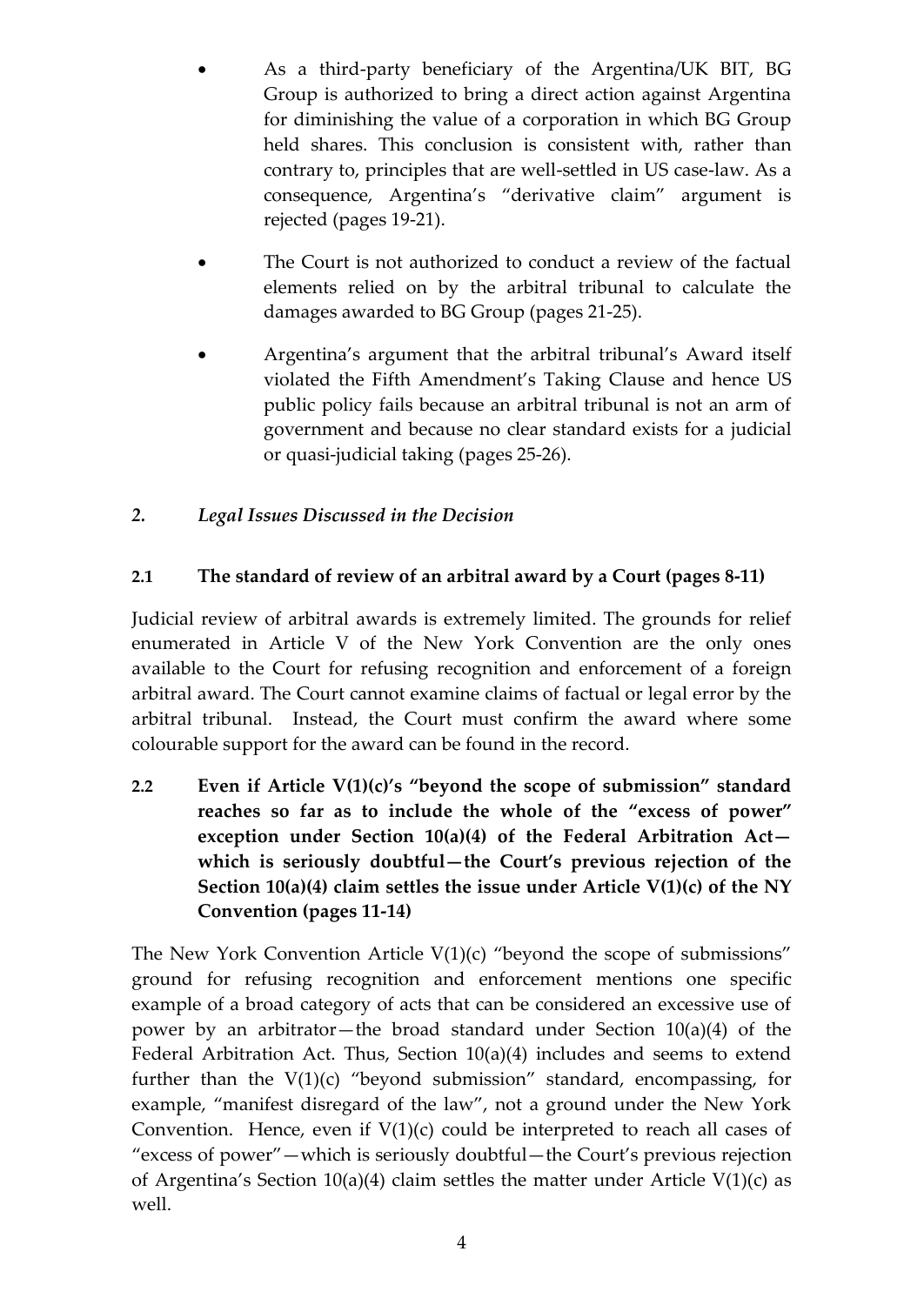- As a third-party beneficiary of the Argentina/UK BIT, BG Group is authorized to bring a direct action against Argentina for diminishing the value of a corporation in which BG Group held shares. This conclusion is consistent with, rather than contrary to, principles that are well-settled in US case-law. As a consequence, Argentina's "derivative claim" argument is rejected (pages 19-21).

- The Court is not authorized to conduct a review of the factual elements relied on by the arbitral tribunal to calculate the damages awarded to BG Group (pages 21-25).

- Argentina's argument that the arbitral tribunal's Award itself violated the Fifth Amendment's Taking Clause and hence US public policy fails because an arbitral tribunal is not an arm of government and because no clear standard exists for a judicial or quasi-judicial taking (pages 25-26).

## *2. Legal Issues Discussed in the Decision*

### 2.1 The standard of review of an arbitral award by a Court (pages 8-11)

Judicial review of arbitral awards is extremely limited. The grounds for relief enumerated in Article V of the New York Convention are the only ones available to the Court for refusing recognition and enforcement of a foreign arbitral award. The Court cannot examine claims of factual or legal error by the arbitral tribunal. Instead, the Court must confirm the award where some colourable support for the award can be found in the record.

### 2.2 Even if Article V(1)(c)'s "beyond the scope of submission" standard reaches so far as to include the whole of the "excess of power" exception under Section 10(a)(4) of the Federal Arbitration Act—which is seriously doubtful—the Court's previous rejection of the Section 10(a)(4) claim settles the issue under Article V(1)(c) of the NY Convention (pages 11-14)

The New York Convention Article V(1)(c) "beyond the scope of submissions" ground for refusing recognition and enforcement mentions one specific example of a broad category of acts that can be considered an excessive use of power by an arbitrator—the broad standard under Section 10(a)(4) of the Federal Arbitration Act. Thus, Section 10(a)(4) includes and seems to extend further than the V(1)(c) "beyond submission" standard, encompassing, for example, "manifest disregard of the law", not a ground under the New York Convention. Hence, even if V(1)(c) could be interpreted to reach all cases of "excess of power"—which is seriously doubtful—the Court's previous rejection of Argentina's Section 10(a)(4) claim settles the matter under Article V(1)(c) as well.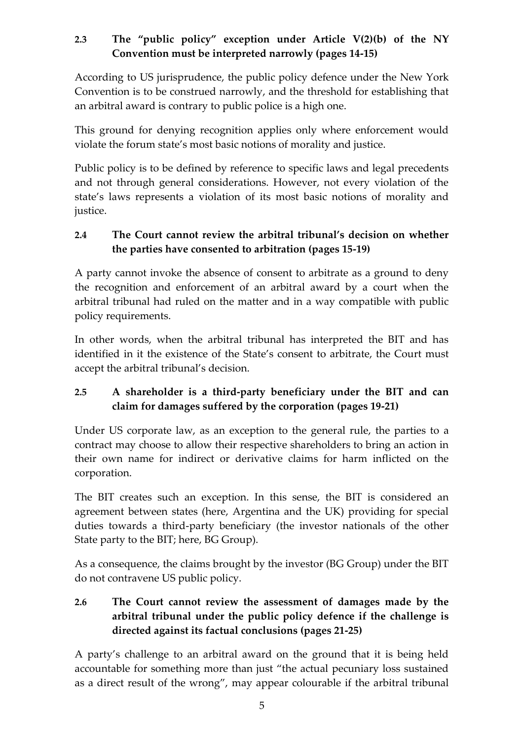### 2.3 The "public policy" exception under Article V(2)(b) of the NY Convention must be interpreted narrowly (pages 14-15)

According to US jurisprudence, the public policy defence under the New York Convention is to be construed narrowly, and the threshold for establishing that an arbitral award is contrary to public police is a high one.

This ground for denying recognition applies only where enforcement would violate the forum state's most basic notions of morality and justice.

Public policy is to be defined by reference to specific laws and legal precedents and not through general considerations. However, not every violation of the state's laws represents a violation of its most basic notions of morality and justice.

### 2.4 The Court cannot review the arbitral tribunal's decision on whether the parties have consented to arbitration (pages 15-19)

A party cannot invoke the absence of consent to arbitrate as a ground to deny the recognition and enforcement of an arbitral award by a court when the arbitral tribunal had ruled on the matter and in a way compatible with public policy requirements.

In other words, when the arbitral tribunal has interpreted the BIT and has identified in it the existence of the State's consent to arbitrate, the Court must accept the arbitral tribunal's decision.

### 2.5 A shareholder is a third-party beneficiary under the BIT and can claim for damages suffered by the corporation (pages 19-21)

Under US corporate law, as an exception to the general rule, the parties to a contract may choose to allow their respective shareholders to bring an action in their own name for indirect or derivative claims for harm inflicted on the corporation.

The BIT creates such an exception. In this sense, the BIT is considered an agreement between states (here, Argentina and the UK) providing for special duties towards a third-party beneficiary (the investor nationals of the other State party to the BIT; here, BG Group).

As a consequence, the claims brought by the investor (BG Group) under the BIT do not contravene US public policy.

### 2.6 The Court cannot review the assessment of damages made by the arbitral tribunal under the public policy defence if the challenge is directed against its factual conclusions (pages 21-25)

A party's challenge to an arbitral award on the ground that it is being held accountable for something more than just "the actual pecuniary loss sustained as a direct result of the wrong", may appear colourable if the arbitral tribunal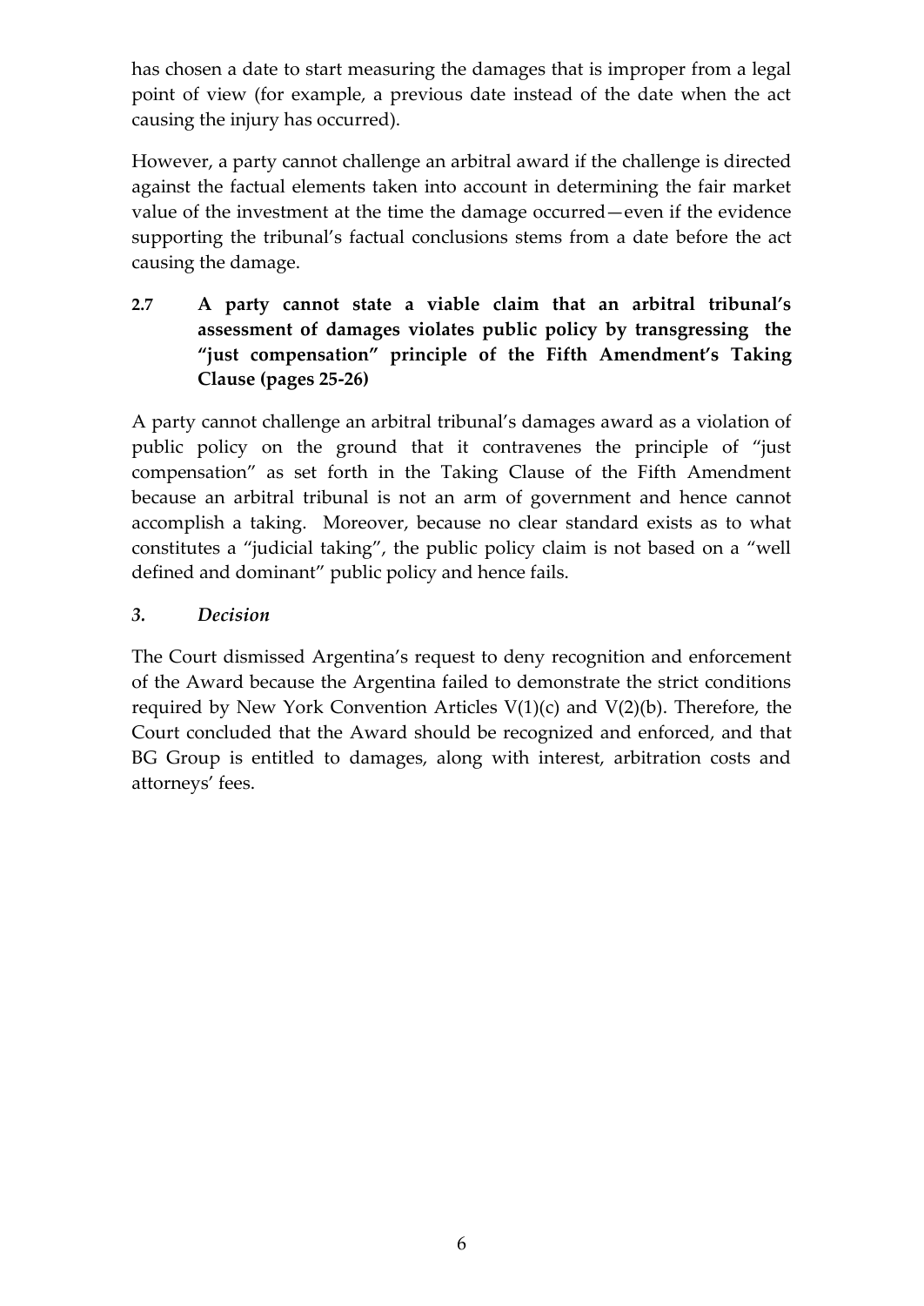has chosen a date to start measuring the damages that is improper from a legal point of view (for example, a previous date instead of the date when the act causing the injury has occurred).

However, a party cannot challenge an arbitral award if the challenge is directed against the factual elements taken into account in determining the fair market value of the investment at the time the damage occurred—even if the evidence supporting the tribunal's factual conclusions stems from a date before the act causing the damage.

### 2.7 A party cannot state a viable claim that an arbitral tribunal's assessment of damages violates public policy by transgressing the "just compensation" principle of the Fifth Amendment's Taking Clause (pages 25-26)

A party cannot challenge an arbitral tribunal's damages award as a violation of public policy on the ground that it contravenes the principle of "just compensation" as set forth in the Taking Clause of the Fifth Amendment because an arbitral tribunal is not an arm of government and hence cannot accomplish a taking. Moreover, because no clear standard exists as to what constitutes a "judicial taking", the public policy claim is not based on a "well defined and dominant" public policy and hence fails.

## *3. Decision*

The Court dismissed Argentina's request to deny recognition and enforcement of the Award because the Argentina failed to demonstrate the strict conditions required by New York Convention Articles V(1)(c) and V(2)(b). Therefore, the Court concluded that the Award should be recognized and enforced, and that BG Group is entitled to damages, along with interest, arbitration costs and attorneys' fees.